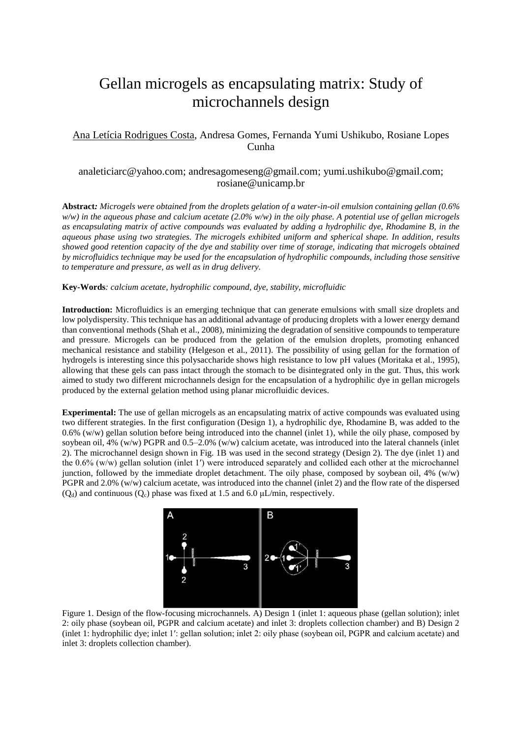# Gellan microgels as encapsulating matrix: Study of microchannels design

Ana Letícia Rodrigues Costa, Andresa Gomes, Fernanda Yumi Ushikubo, Rosiane Lopes Cunha

analeticiarc@yahoo.com; andresagomeseng@gmail.com; yumi.ushikubo@gmail.com; rosiane@unicamp.br

**Abstract:** *Microgels were obtained from the droplets gelation of a water-in-oil emulsion containing gellan (0.6% w/w) in the aqueous phase and calcium acetate (2.0% w/w) in the oily phase. A potential use of gellan microgels as encapsulating matrix of active compounds was evaluated by adding a hydrophilic dye, Rhodamine B, in the aqueous phase using two strategies. The microgels exhibited uniform and spherical shape. In addition, results showed good retention capacity of the dye and stability over time of storage, indicating that microgels obtained by microfluidics technique may be used for the encapsulation of hydrophilic compounds, including those sensitive to temperature and pressure, as well as in drug delivery.*

**Key-Words:** *calcium acetate, hydrophilic compound, dye, stability, microfluidic*

**Introduction:** Microfluidics is an emerging technique that can generate emulsions with small size droplets and low polydispersity. This technique has an additional advantage of producing droplets with a lower energy demand than conventional methods (Shah et al., 2008), minimizing the degradation of sensitive compounds to temperature and pressure. Microgels can be produced from the gelation of the emulsion droplets, promoting enhanced mechanical resistance and stability (Helgeson et al., 2011). The possibility of using gellan for the formation of hydrogels is interesting since this polysaccharide shows high resistance to low pH values (Moritaka et al., 1995), allowing that these gels can pass intact through the stomach to be disintegrated only in the gut. Thus, this work aimed to study two different microchannels design for the encapsulation of a hydrophilic dye in gellan microgels produced by the external gelation method using planar microfluidic devices.

**Experimental:** The use of gellan microgels as an encapsulating matrix of active compounds was evaluated using two different strategies. In the first configuration (Design 1), a hydrophilic dye, Rhodamine B, was added to the 0.6% (w/w) gellan solution before being introduced into the channel (inlet 1), while the oily phase, composed by soybean oil, 4% (w/w) PGPR and 0.5–2.0% (w/w) calcium acetate, was introduced into the lateral channels (inlet 2). The microchannel design shown in Fig. 1B was used in the second strategy (Design 2). The dye (inlet 1) and the 0.6% (w/w) gellan solution (inlet 1′) were introduced separately and collided each other at the microchannel junction, followed by the immediate droplet detachment. The oily phase, composed by soybean oil, 4% (w/w) PGPR and 2.0% (w/w) calcium acetate, was introduced into the channel (inlet 2) and the flow rate of the dispersed ($Q_d$) and continuous ($Q_c$) phase was fixed at 1.5 and 6.0 μL/min, respectively.

Figure 1. Design of the flow-focusing microchannels. A) Design 1 (inlet 1: aqueous phase (gellan solution); inlet 2: oily phase (soybean oil, PGPR and calcium acetate) and inlet 3: droplets collection chamber) and B) Design 2 (inlet 1: hydrophilic dye; inlet 1′: gellan solution; inlet 2: oily phase (soybean oil, PGPR and calcium acetate) and inlet 3: droplets collection chamber).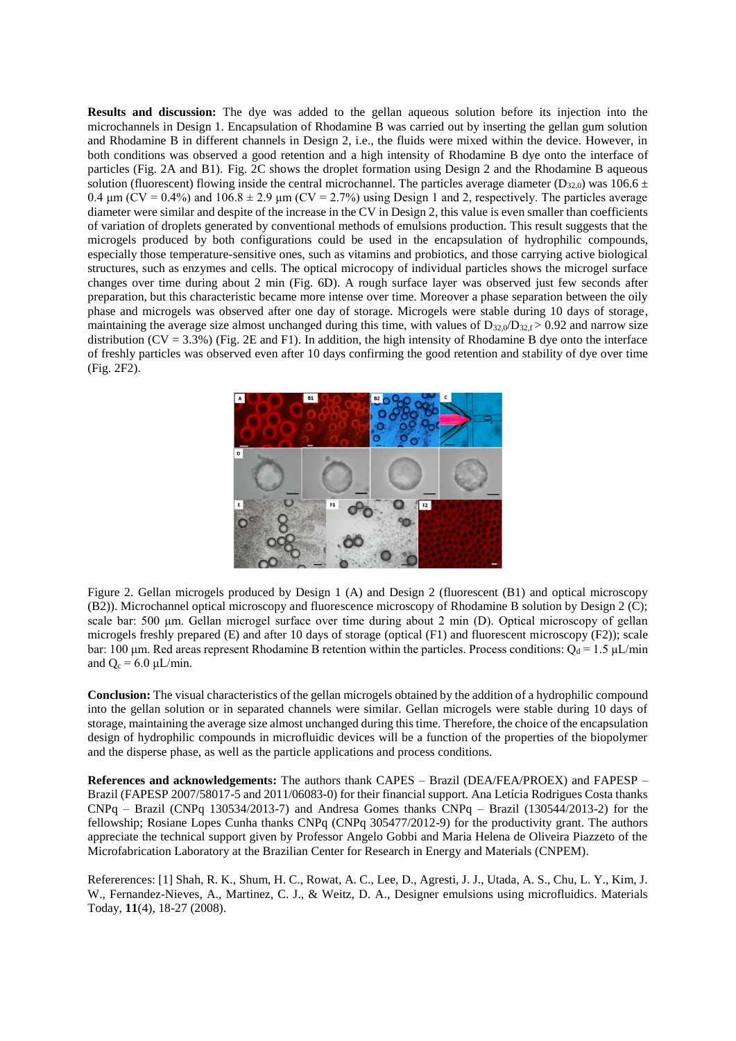**Results and discussion:** The dye was added to the gellan aqueous solution before its injection into the microchannels in Design 1. Encapsulation of Rhodamine B was carried out by inserting the gellan gum solution and Rhodamine B in different channels in Design 2, i.e., the fluids were mixed within the device. However, in both conditions was observed a good retention and a high intensity of Rhodamine B dye onto the interface of particles (Fig. 2A and B1). Fig. 2C shows the droplet formation using Design 2 and the Rhodamine B aqueous solution (fluorescent) flowing inside the central microchannel. The particles average diameter ($D_{32,0}$) was 106.6 ± 0.4 μm (CV = 0.4%) and 106.8 ± 2.9 μm (CV = 2.7%) using Design 1 and 2, respectively. The particles average diameter were similar and despite of the increase in the CV in Design 2, this value is even smaller than coefficients of variation of droplets generated by conventional methods of emulsions production. This result suggests that the microgels produced by both configurations could be used in the encapsulation of hydrophilic compounds, especially those temperature-sensitive ones, such as vitamins and probiotics, and those carrying active biological structures, such as enzymes and cells. The optical microcopy of individual particles shows the microgel surface changes over time during about 2 min (Fig. 6D). A rough surface layer was observed just few seconds after preparation, but this characteristic became more intense over time. Moreover a phase separation between the oily phase and microgels was observed after one day of storage. Microgels were stable during 10 days of storage, maintaining the average size almost unchanged during this time, with values of $D_{32,0}/D_{32,f} > 0.92$ and narrow size distribution (CV = 3.3%) (Fig. 2E and F1). In addition, the high intensity of Rhodamine B dye onto the interface of freshly particles was observed even after 10 days confirming the good retention and stability of dye over time (Fig. 2F2).

Figure 2. Gellan microgels produced by Design 1 (A) and Design 2 (fluorescent (B1) and optical microscopy (B2)). Microchannel optical microscopy and fluorescence microscopy of Rhodamine B solution by Design 2 (C); scale bar: 500 μm. Gellan microgel surface over time during about 2 min (D). Optical microscopy of gellan microgels freshly prepared (E) and after 10 days of storage (optical (F1) and fluorescent microscopy (F2)); scale bar: 100 μm. Red areas represent Rhodamine B retention within the particles. Process conditions: $Q_d$ = 1.5 μL/min and $Q_c$ = 6.0 μL/min.

**Conclusion:** The visual characteristics of the gellan microgels obtained by the addition of a hydrophilic compound into the gellan solution or in separated channels were similar. Gellan microgels were stable during 10 days of storage, maintaining the average size almost unchanged during this time. Therefore, the choice of the encapsulation design of hydrophilic compounds in microfluidic devices will be a function of the properties of the biopolymer and the disperse phase, as well as the particle applications and process conditions.

**References and acknowledgements:** The authors thank CAPES – Brazil (DEA/FEA/PROEX) and FAPESP – Brazil (FAPESP 2007/58017-5 and 2011/06083-0) for their financial support. Ana Letícia Rodrigues Costa thanks CNPq – Brazil (CNPq 130534/2013-7) and Andresa Gomes thanks CNPq – Brazil (130544/2013-2) for the fellowship; Rosiane Lopes Cunha thanks CNPq (CNPq 305477/2012-9) for the productivity grant. The authors appreciate the technical support given by Professor Angelo Gobbi and Maria Helena de Oliveira Piazzeto of the Microfabrication Laboratory at the Brazilian Center for Research in Energy and Materials (CNPEM).

Refererences: [1] Shah, R. K., Shum, H. C., Rowat, A. C., Lee, D., Agresti, J. J., Utada, A. S., Chu, L. Y., Kim, J. W., Fernandez-Nieves, A., Martinez, C. J., & Weitz, D. A., Designer emulsions using microfluidics. Materials Today, **11**(4), 18-27 (2008).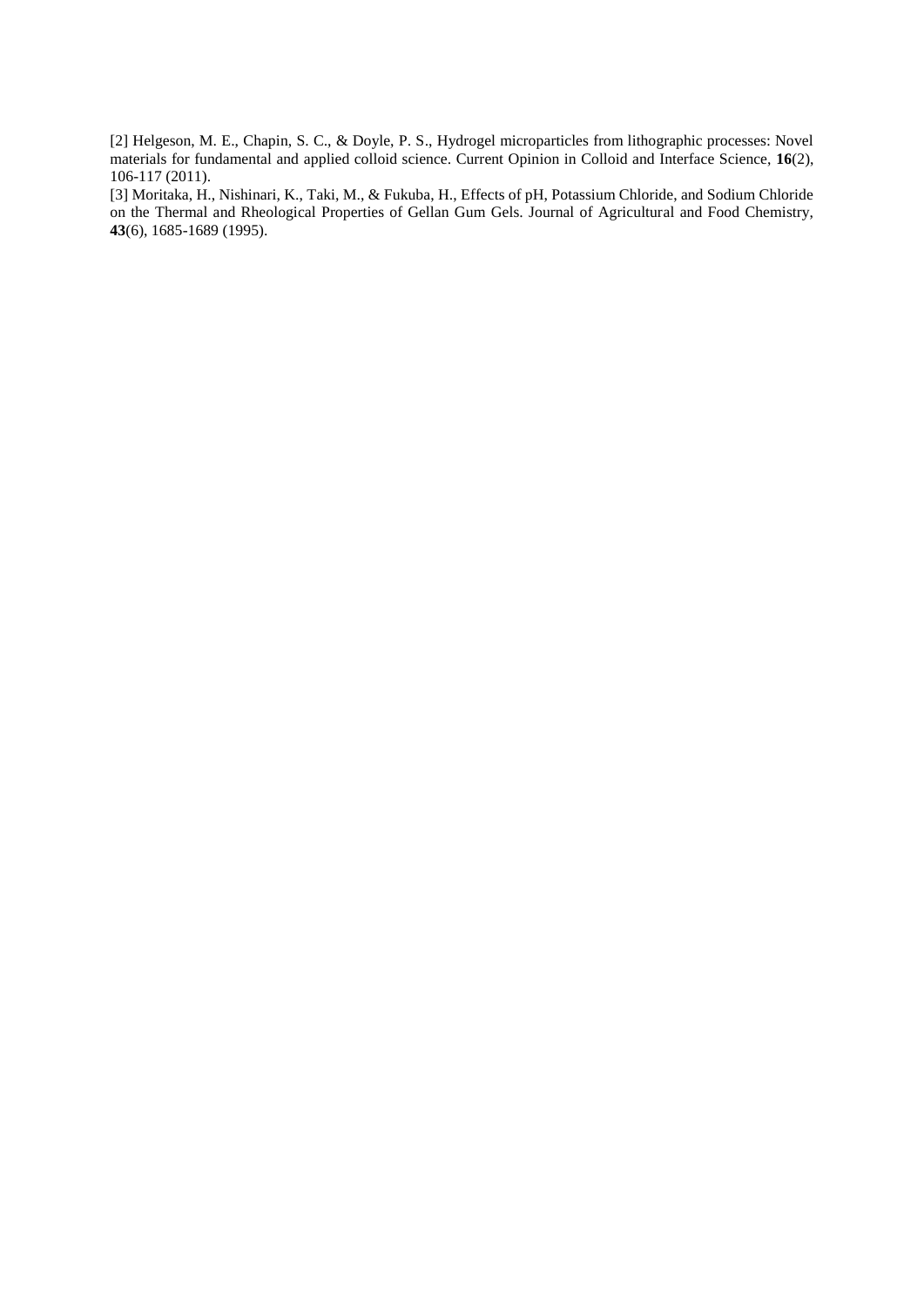[2] Helgeson, M. E., Chapin, S. C., & Doyle, P. S., Hydrogel microparticles from lithographic processes: Novel materials for fundamental and applied colloid science. Current Opinion in Colloid and Interface Science, **16**(2), 106-117 (2011).

[3] Moritaka, H., Nishinari, K., Taki, M., & Fukuba, H., Effects of pH, Potassium Chloride, and Sodium Chloride on the Thermal and Rheological Properties of Gellan Gum Gels. Journal of Agricultural and Food Chemistry, **43**(6), 1685-1689 (1995).